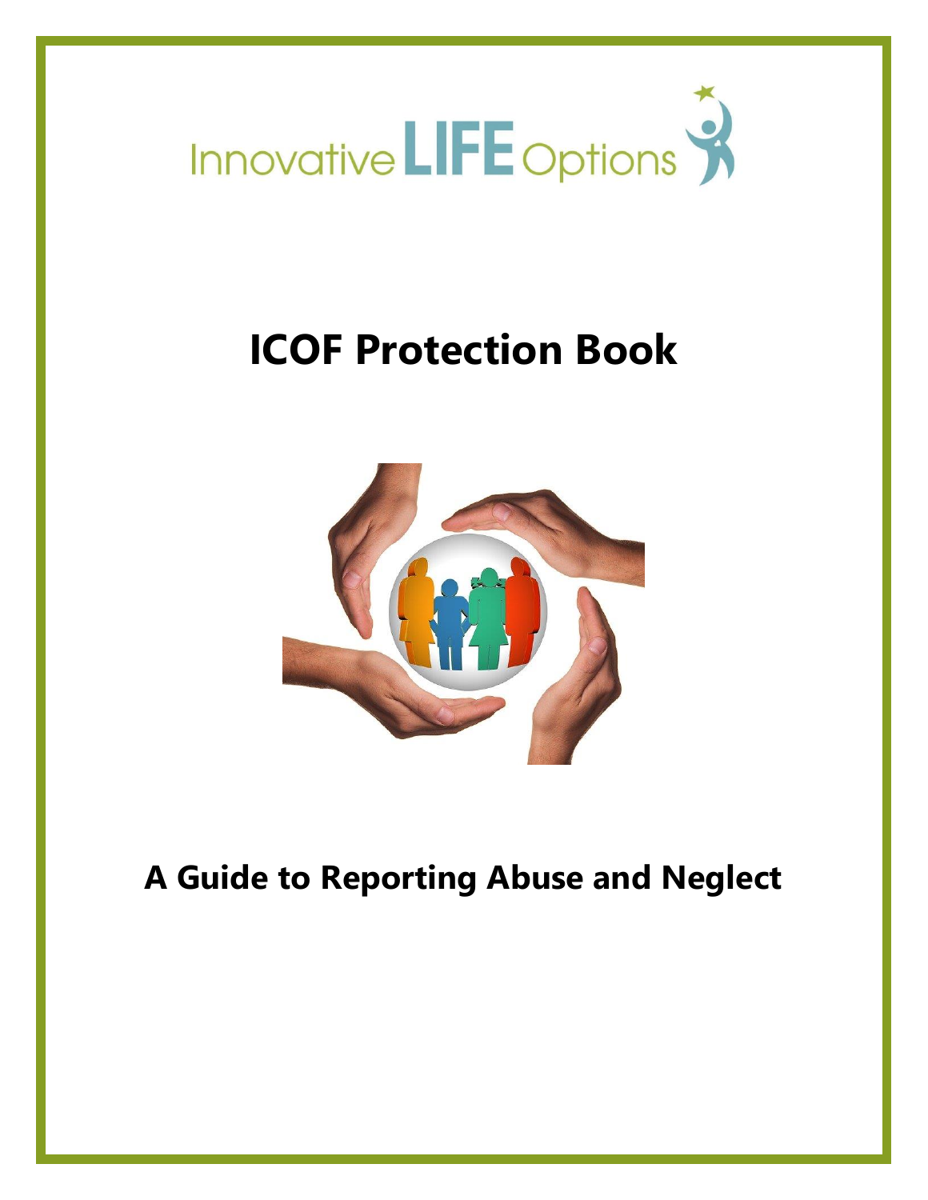Innovative LIFE Options

# ICOF Protection Book

## A Guide to Reporting Abuse and Neglect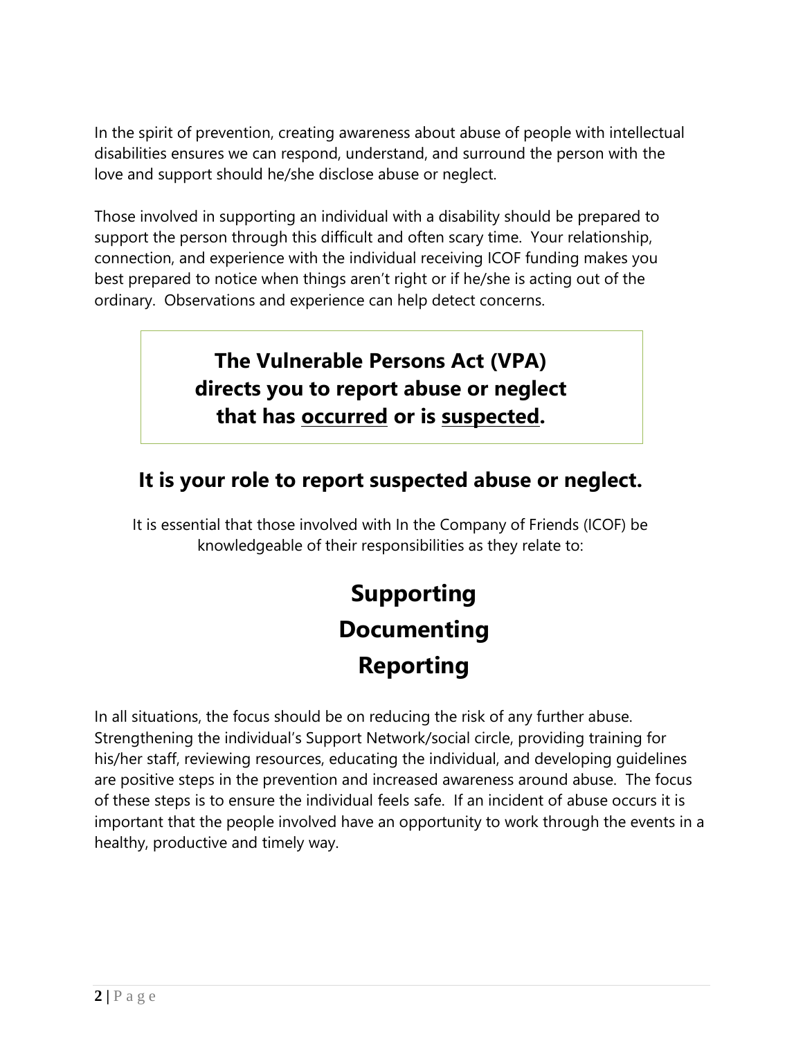In the spirit of prevention, creating awareness about abuse of people with intellectual disabilities ensures we can respond, understand, and surround the person with the love and support should he/she disclose abuse or neglect.

Those involved in supporting an individual with a disability should be prepared to support the person through this difficult and often scary time. Your relationship, connection, and experience with the individual receiving ICOF funding makes you best prepared to notice when things aren't right or if he/she is acting out of the ordinary. Observations and experience can help detect concerns.

**The Vulnerable Persons Act (VPA) directs you to report abuse or neglect that has <u>occurred</u> or is <u>suspected</u>.**

## It is your role to report suspected abuse or neglect.

It is essential that those involved with In the Company of Friends (ICOF) be knowledgeable of their responsibilities as they relate to:

# Supporting
# Documenting
# Reporting

In all situations, the focus should be on reducing the risk of any further abuse. Strengthening the individual's Support Network/social circle, providing training for his/her staff, reviewing resources, educating the individual, and developing guidelines are positive steps in the prevention and increased awareness around abuse. The focus of these steps is to ensure the individual feels safe. If an incident of abuse occurs it is important that the people involved have an opportunity to work through the events in a healthy, productive and timely way.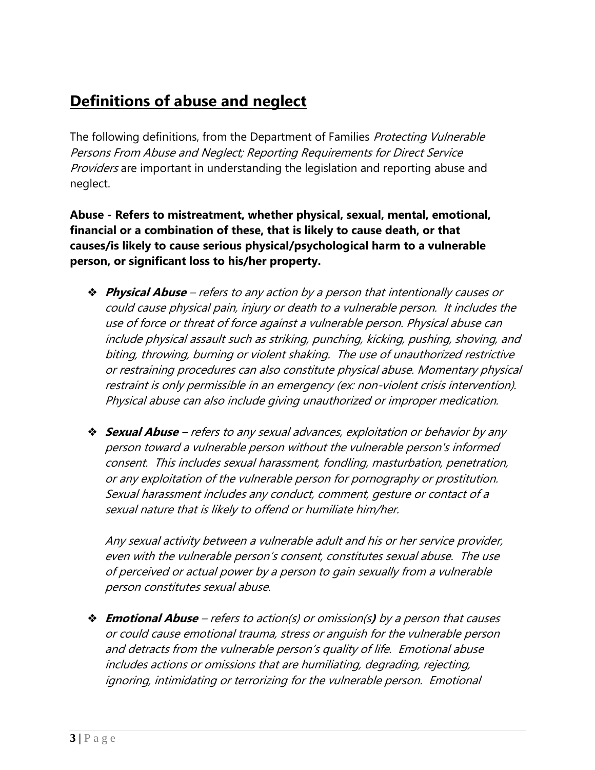## Definitions of abuse and neglect

The following definitions, from the Department of Families *Protecting Vulnerable Persons From Abuse and Neglect; Reporting Requirements for Direct Service Providers* are important in understanding the legislation and reporting abuse and neglect.

**Abuse - Refers to mistreatment, whether physical, sexual, mental, emotional, financial or a combination of these, that is likely to cause death, or that causes/is likely to cause serious physical/psychological harm to a vulnerable person, or significant loss to his/her property.**

- ***Physical Abuse*** *– refers to any action by a person that intentionally causes or could cause physical pain, injury or death to a vulnerable person. It includes the use of force or threat of force against a vulnerable person. Physical abuse can include physical assault such as striking, punching, kicking, pushing, shoving, and biting, throwing, burning or violent shaking. The use of unauthorized restrictive or restraining procedures can also constitute physical abuse. Momentary physical restraint is only permissible in an emergency (ex: non-violent crisis intervention). Physical abuse can also include giving unauthorized or improper medication.*

- ***Sexual Abuse*** *– refers to any sexual advances, exploitation or behavior by any person toward a vulnerable person without the vulnerable person's informed consent. This includes sexual harassment, fondling, masturbation, penetration, or any exploitation of the vulnerable person for pornography or prostitution. Sexual harassment includes any conduct, comment, gesture or contact of a sexual nature that is likely to offend or humiliate him/her.*

  *Any sexual activity between a vulnerable adult and his or her service provider, even with the vulnerable person's consent, constitutes sexual abuse. The use of perceived or actual power by a person to gain sexually from a vulnerable person constitutes sexual abuse.*

- ***Emotional Abuse*** *– refers to action(s) or omission(s**)** by a person that causes or could cause emotional trauma, stress or anguish for the vulnerable person and detracts from the vulnerable person's quality of life. Emotional abuse includes actions or omissions that are humiliating, degrading, rejecting, ignoring, intimidating or terrorizing for the vulnerable person. Emotional*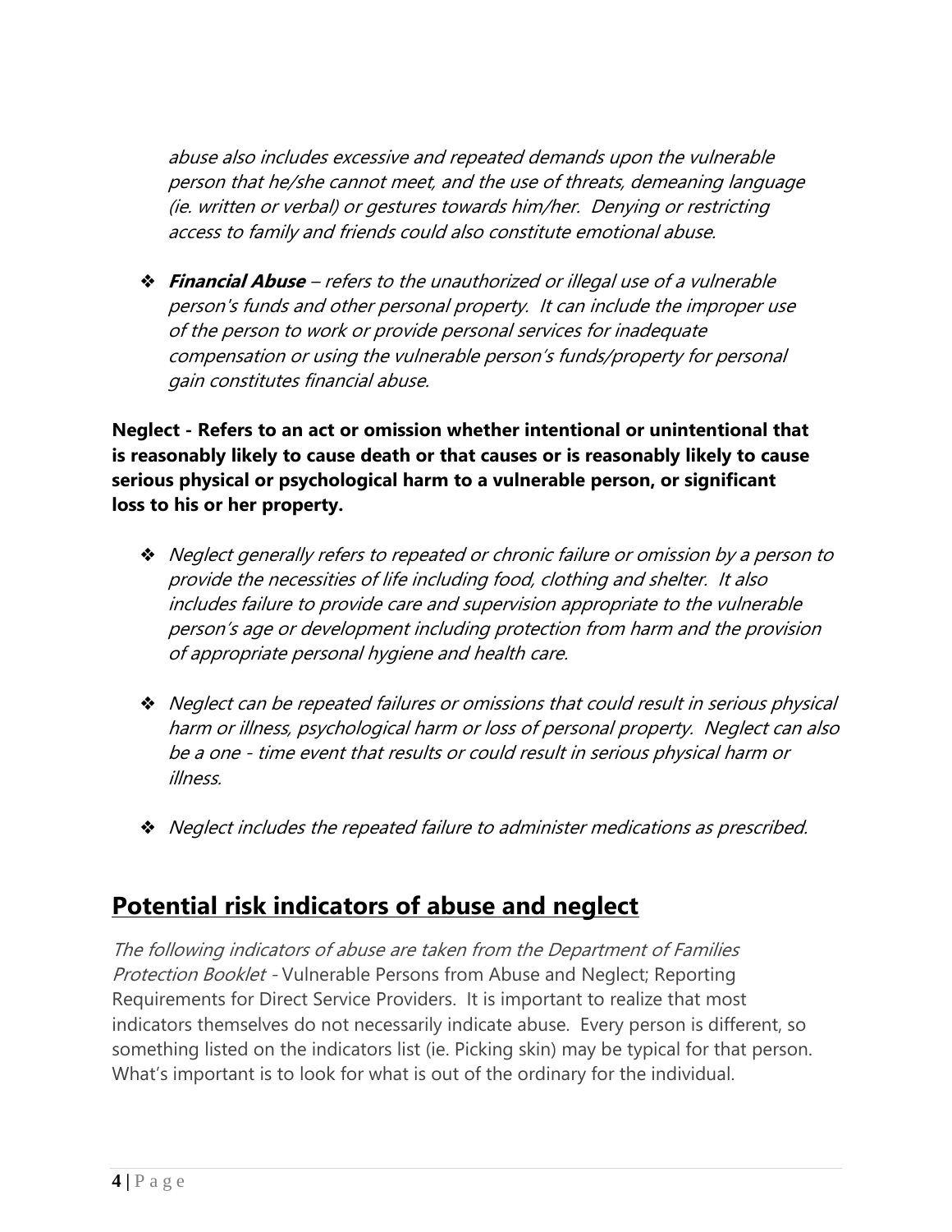*abuse also includes excessive and repeated demands upon the vulnerable person that he/she cannot meet, and the use of threats, demeaning language (ie. written or verbal) or gestures towards him/her. Denying or restricting access to family and friends could also constitute emotional abuse.*

- ***Financial Abuse*** *– refers to the unauthorized or illegal use of a vulnerable person's funds and other personal property. It can include the improper use of the person to work or provide personal services for inadequate compensation or using the vulnerable person's funds/property for personal gain constitutes financial abuse.*

**Neglect - Refers to an act or omission whether intentional or unintentional that is reasonably likely to cause death or that causes or is reasonably likely to cause serious physical or psychological harm to a vulnerable person, or significant loss to his or her property.**

- *Neglect generally refers to repeated or chronic failure or omission by a person to provide the necessities of life including food, clothing and shelter. It also includes failure to provide care and supervision appropriate to the vulnerable person's age or development including protection from harm and the provision of appropriate personal hygiene and health care.*

- *Neglect can be repeated failures or omissions that could result in serious physical harm or illness, psychological harm or loss of personal property. Neglect can also be a one - time event that results or could result in serious physical harm or illness.*

- *Neglect includes the repeated failure to administer medications as prescribed.*

## Potential risk indicators of abuse and neglect

*The following indicators of abuse are taken from the Department of Families Protection Booklet -* Vulnerable Persons from Abuse and Neglect; Reporting Requirements for Direct Service Providers. It is important to realize that most indicators themselves do not necessarily indicate abuse. Every person is different, so something listed on the indicators list (ie. Picking skin) may be typical for that person. What's important is to look for what is out of the ordinary for the individual.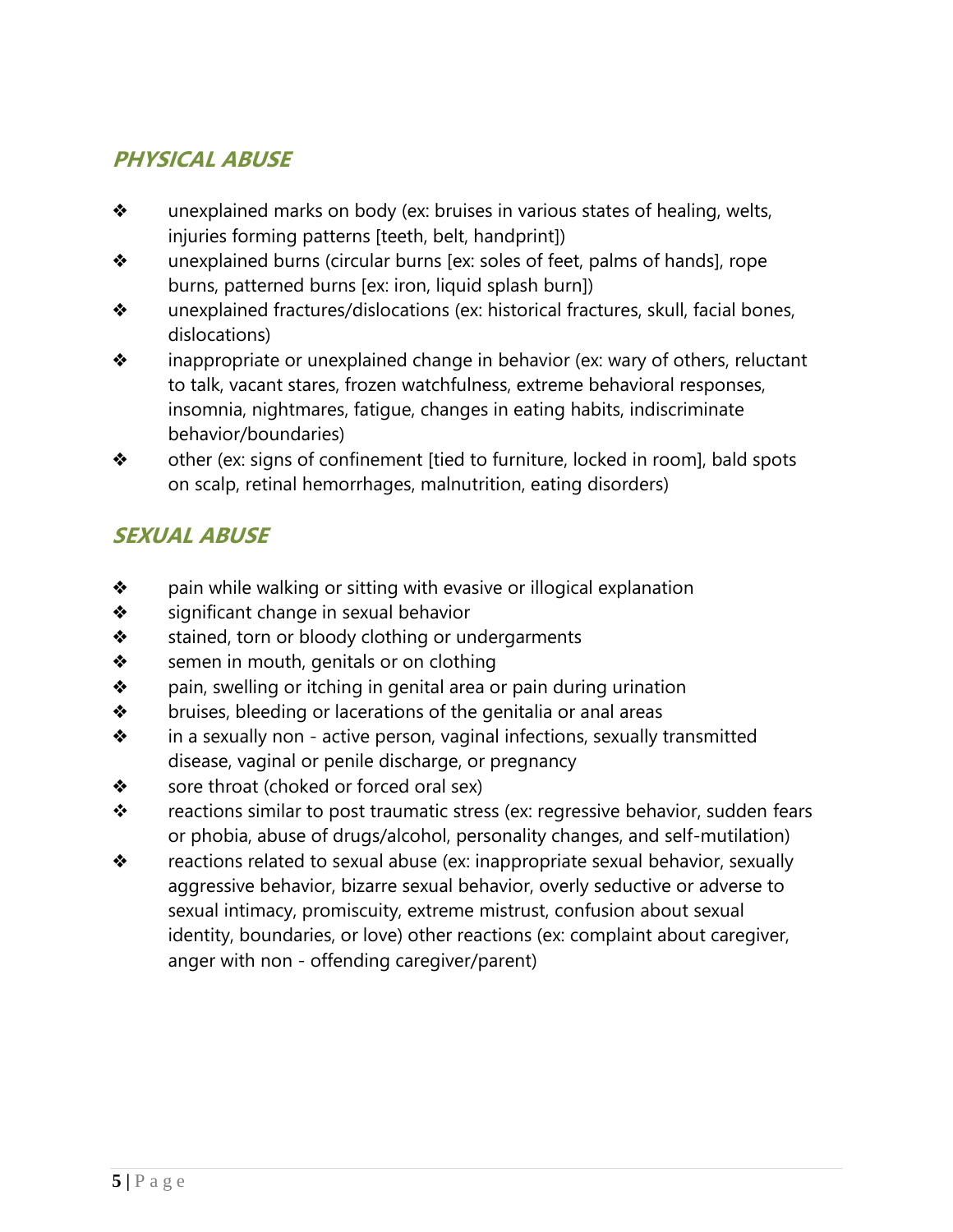## *PHYSICAL ABUSE*

- unexplained marks on body (ex: bruises in various states of healing, welts, injuries forming patterns [teeth, belt, handprint])
- unexplained burns (circular burns [ex: soles of feet, palms of hands], rope burns, patterned burns [ex: iron, liquid splash burn])
- unexplained fractures/dislocations (ex: historical fractures, skull, facial bones, dislocations)
- inappropriate or unexplained change in behavior (ex: wary of others, reluctant to talk, vacant stares, frozen watchfulness, extreme behavioral responses, insomnia, nightmares, fatigue, changes in eating habits, indiscriminate behavior/boundaries)
- other (ex: signs of confinement [tied to furniture, locked in room], bald spots on scalp, retinal hemorrhages, malnutrition, eating disorders)

## *SEXUAL ABUSE*

- pain while walking or sitting with evasive or illogical explanation
- significant change in sexual behavior
- stained, torn or bloody clothing or undergarments
- semen in mouth, genitals or on clothing
- pain, swelling or itching in genital area or pain during urination
- bruises, bleeding or lacerations of the genitalia or anal areas
- in a sexually non - active person, vaginal infections, sexually transmitted disease, vaginal or penile discharge, or pregnancy
- sore throat (choked or forced oral sex)
- reactions similar to post traumatic stress (ex: regressive behavior, sudden fears or phobia, abuse of drugs/alcohol, personality changes, and self-mutilation)
- reactions related to sexual abuse (ex: inappropriate sexual behavior, sexually aggressive behavior, bizarre sexual behavior, overly seductive or adverse to sexual intimacy, promiscuity, extreme mistrust, confusion about sexual identity, boundaries, or love) other reactions (ex: complaint about caregiver, anger with non - offending caregiver/parent)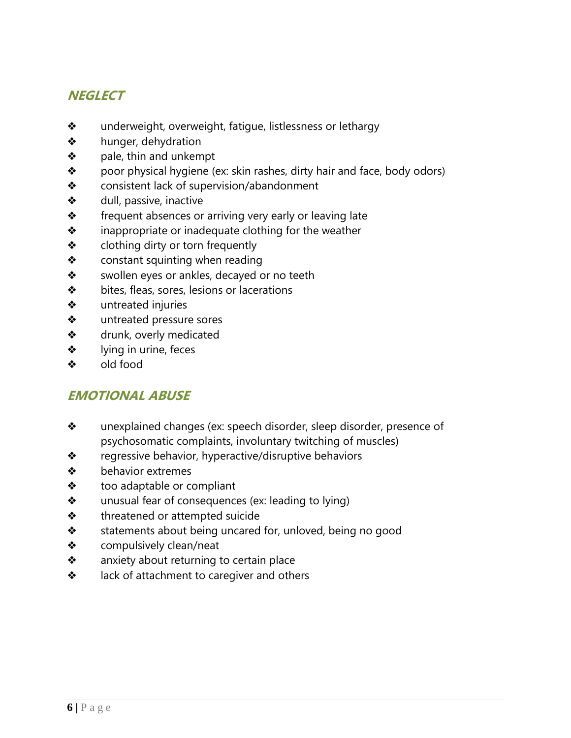## *NEGLECT*

- underweight, overweight, fatigue, listlessness or lethargy
- hunger, dehydration
- pale, thin and unkempt
- poor physical hygiene (ex: skin rashes, dirty hair and face, body odors)
- consistent lack of supervision/abandonment
- dull, passive, inactive
- frequent absences or arriving very early or leaving late
- inappropriate or inadequate clothing for the weather
- clothing dirty or torn frequently
- constant squinting when reading
- swollen eyes or ankles, decayed or no teeth
- bites, fleas, sores, lesions or lacerations
- untreated injuries
- untreated pressure sores
- drunk, overly medicated
- lying in urine, feces
- old food

## *EMOTIONAL ABUSE*

- unexplained changes (ex: speech disorder, sleep disorder, presence of psychosomatic complaints, involuntary twitching of muscles)
- regressive behavior, hyperactive/disruptive behaviors
- behavior extremes
- too adaptable or compliant
- unusual fear of consequences (ex: leading to lying)
- threatened or attempted suicide
- statements about being uncared for, unloved, being no good
- compulsively clean/neat
- anxiety about returning to certain place
- lack of attachment to caregiver and others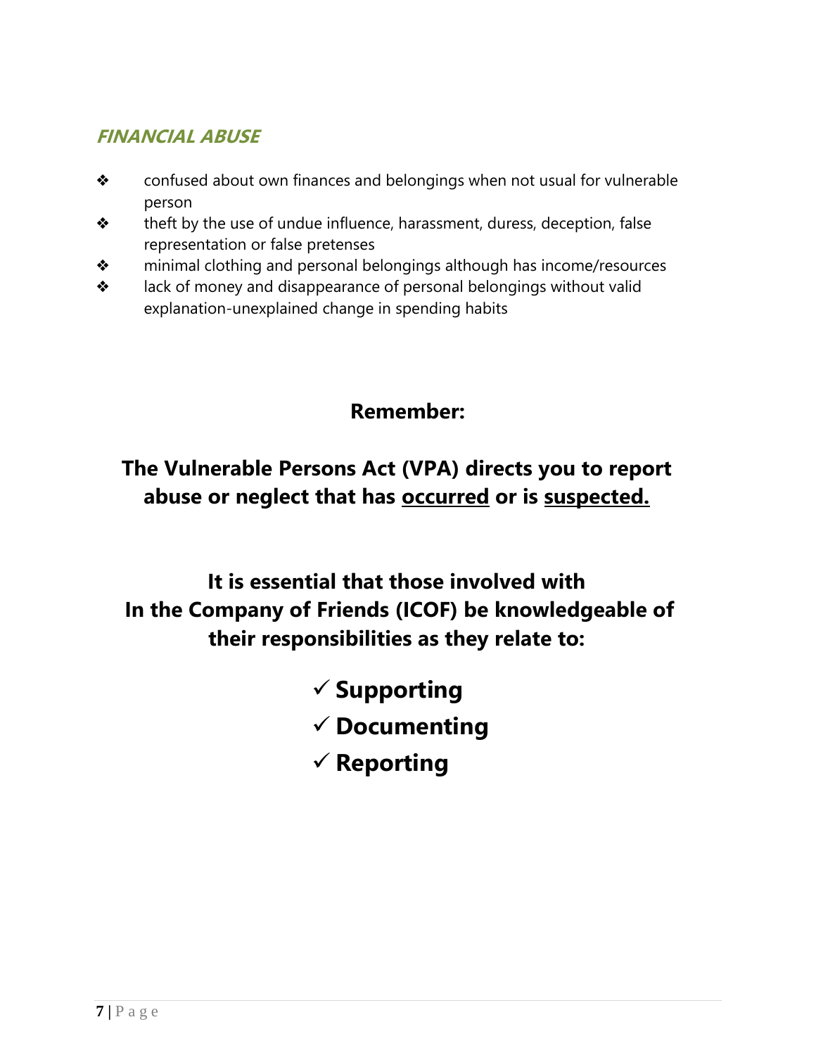### *FINANCIAL ABUSE*

- confused about own finances and belongings when not usual for vulnerable person
- theft by the use of undue influence, harassment, duress, deception, false representation or false pretenses
- minimal clothing and personal belongings although has income/resources
- lack of money and disappearance of personal belongings without valid explanation-unexplained change in spending habits

**Remember:**

**The Vulnerable Persons Act (VPA) directs you to report abuse or neglect that has <u>occurred</u> or is <u>suspected.</u>**

**It is essential that those involved with In the Company of Friends (ICOF) be knowledgeable of their responsibilities as they relate to:**

- ✓ **Supporting**
- ✓ **Documenting**
- ✓ **Reporting**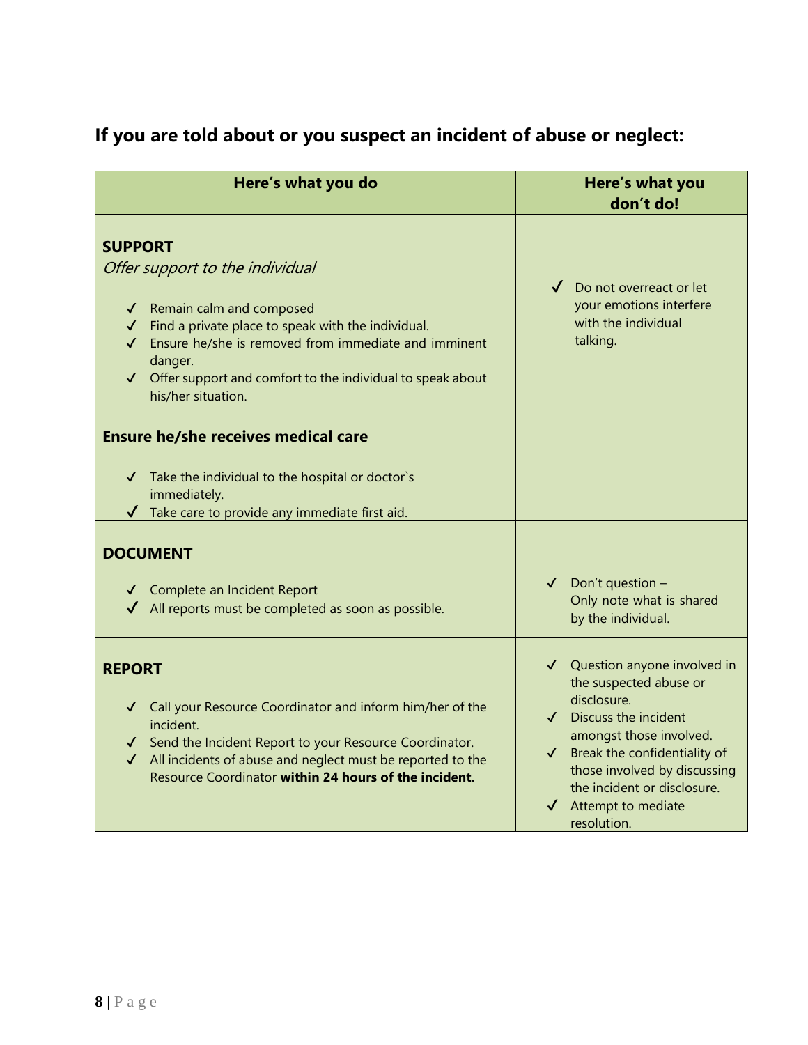## If you are told about or you suspect an incident of abuse or neglect:

| Here's what you do | Here's what you don't do! |
|---|---|
| **SUPPORT**<br>*Offer support to the individual*<br>✓ Remain calm and composed<br>✓ Find a private place to speak with the individual.<br>✓ Ensure he/she is removed from immediate and imminent danger.<br>✓ Offer support and comfort to the individual to speak about his/her situation.<br>**Ensure he/she receives medical care**<br>✓ Take the individual to the hospital or doctor`s immediately.<br>✓ Take care to provide any immediate first aid. | ✓ Do not overreact or let your emotions interfere with the individual talking. |
| **DOCUMENT**<br>✓ Complete an Incident Report<br>✓ All reports must be completed as soon as possible. | ✓ Don't question – Only note what is shared by the individual. |
| **REPORT**<br>✓ Call your Resource Coordinator and inform him/her of the incident.<br>✓ Send the Incident Report to your Resource Coordinator.<br>✓ All incidents of abuse and neglect must be reported to the Resource Coordinator **within 24 hours of the incident.** | ✓ Question anyone involved in the suspected abuse or disclosure.<br>✓ Discuss the incident amongst those involved.<br>✓ Break the confidentiality of those involved by discussing the incident or disclosure.<br>✓ Attempt to mediate resolution. |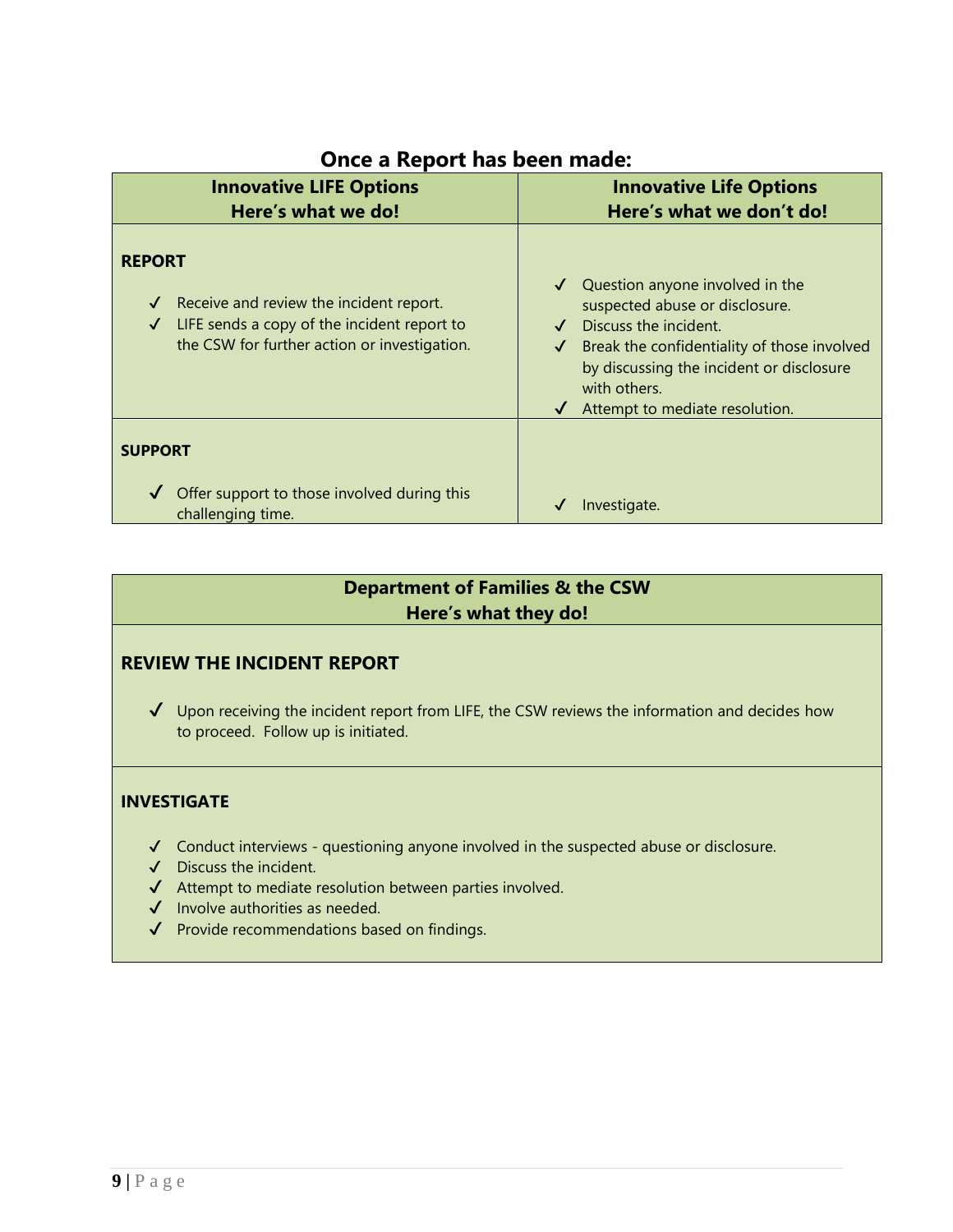## Once a Report has been made:

| **Innovative LIFE Options<br>Here's what we do!** | **Innovative Life Options<br>Here's what we don't do!** |
|---|---|
| **REPORT**<br>✓ Receive and review the incident report.<br>✓ LIFE sends a copy of the incident report to the CSW for further action or investigation. | ✓ Question anyone involved in the suspected abuse or disclosure.<br>✓ Discuss the incident.<br>✓ Break the confidentiality of those involved by discussing the incident or disclosure with others.<br>✓ Attempt to mediate resolution. |
| **SUPPORT**<br>✓ Offer support to those involved during this challenging time. | ✓ Investigate. |

| **Department of Families & the CSW<br>Here's what they do!** |
|---|
| **REVIEW THE INCIDENT REPORT**<br>✓ Upon receiving the incident report from LIFE, the CSW reviews the information and decides how to proceed. Follow up is initiated. |
| **INVESTIGATE**<br>✓ Conduct interviews - questioning anyone involved in the suspected abuse or disclosure.<br>✓ Discuss the incident.<br>✓ Attempt to mediate resolution between parties involved.<br>✓ Involve authorities as needed.<br>✓ Provide recommendations based on findings. |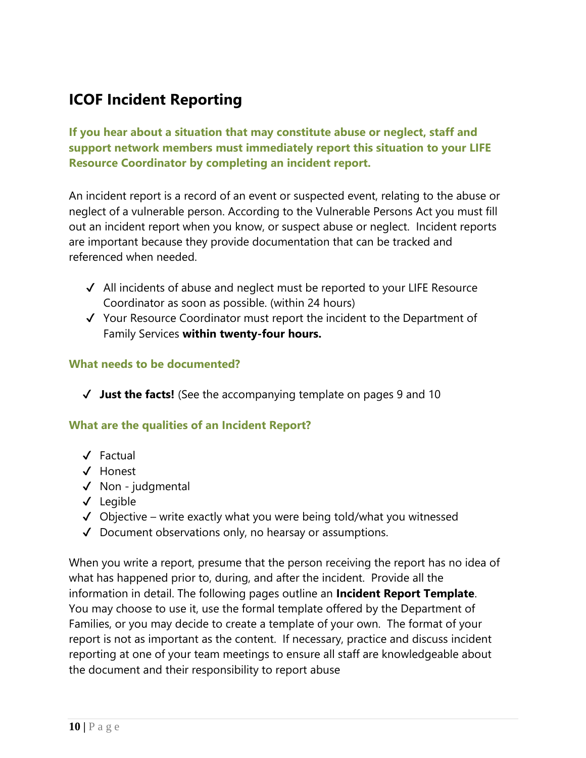# ICOF Incident Reporting

**If you hear about a situation that may constitute abuse or neglect, staff and support network members must immediately report this situation to your LIFE Resource Coordinator by completing an incident report.**

An incident report is a record of an event or suspected event, relating to the abuse or neglect of a vulnerable person. According to the Vulnerable Persons Act you must fill out an incident report when you know, or suspect abuse or neglect. Incident reports are important because they provide documentation that can be tracked and referenced when needed.

- ✓ All incidents of abuse and neglect must be reported to your LIFE Resource Coordinator as soon as possible. (within 24 hours)
- ✓ Your Resource Coordinator must report the incident to the Department of Family Services **within twenty-four hours.**

### What needs to be documented?

- ✓ **Just the facts!** (See the accompanying template on pages 9 and 10

### What are the qualities of an Incident Report?

- ✓ Factual
- ✓ Honest
- ✓ Non - judgmental
- ✓ Legible
- ✓ Objective – write exactly what you were being told/what you witnessed
- ✓ Document observations only, no hearsay or assumptions.

When you write a report, presume that the person receiving the report has no idea of what has happened prior to, during, and after the incident. Provide all the information in detail. The following pages outline an **Incident Report Template**. You may choose to use it, use the formal template offered by the Department of Families, or you may decide to create a template of your own. The format of your report is not as important as the content. If necessary, practice and discuss incident reporting at one of your team meetings to ensure all staff are knowledgeable about the document and their responsibility to report abuse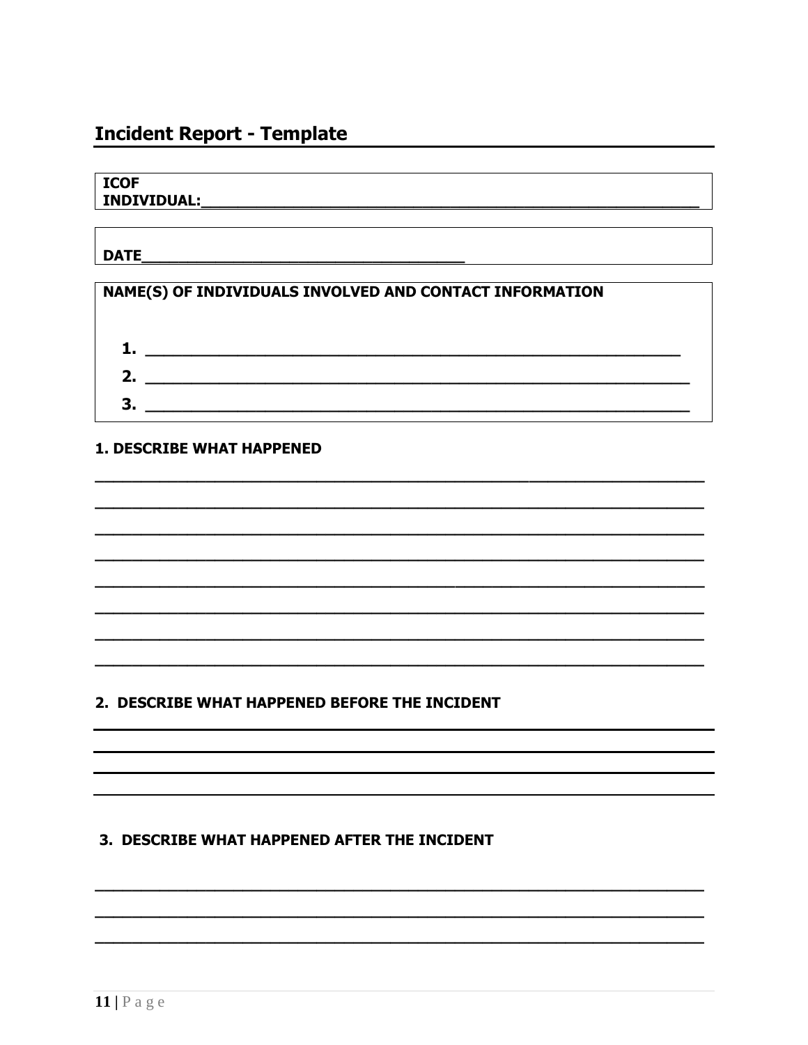## Incident Report - Template

**ICOF INDIVIDUAL:**___________________________________________________________

**DATE**____________________________________

**NAME(S) OF INDIVIDUALS INVOLVED AND CONTACT INFORMATION**

1. ___________________________________________________________
2. ___________________________________________________________
3. ___________________________________________________________

**1. DESCRIBE WHAT HAPPENED**

______________________________________________________________________

______________________________________________________________________

______________________________________________________________________

______________________________________________________________________

______________________________________________________________________

______________________________________________________________________

______________________________________________________________________

______________________________________________________________________

**2. DESCRIBE WHAT HAPPENED BEFORE THE INCIDENT**

______________________________________________________________________

______________________________________________________________________

______________________________________________________________________

______________________________________________________________________

**3. DESCRIBE WHAT HAPPENED AFTER THE INCIDENT**

______________________________________________________________________

______________________________________________________________________

______________________________________________________________________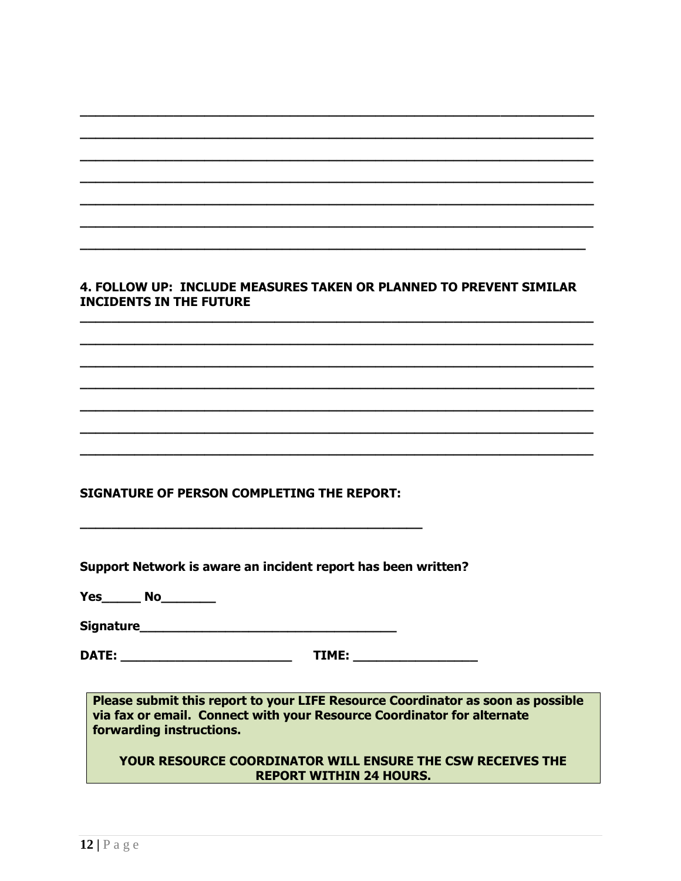\_\_\_\_\_\_\_\_\_\_\_\_\_\_\_\_\_\_\_\_\_\_\_\_\_\_\_\_\_\_\_\_\_\_\_\_\_\_\_\_\_\_\_\_\_\_\_\_\_\_\_\_\_\_\_\_\_\_\_\_\_\_\_\_\_\_\_\_

\_\_\_\_\_\_\_\_\_\_\_\_\_\_\_\_\_\_\_\_\_\_\_\_\_\_\_\_\_\_\_\_\_\_\_\_\_\_\_\_\_\_\_\_\_\_\_\_\_\_\_\_\_\_\_\_\_\_\_\_\_\_\_\_\_\_\_\_

\_\_\_\_\_\_\_\_\_\_\_\_\_\_\_\_\_\_\_\_\_\_\_\_\_\_\_\_\_\_\_\_\_\_\_\_\_\_\_\_\_\_\_\_\_\_\_\_\_\_\_\_\_\_\_\_\_\_\_\_\_\_\_\_\_\_\_\_

\_\_\_\_\_\_\_\_\_\_\_\_\_\_\_\_\_\_\_\_\_\_\_\_\_\_\_\_\_\_\_\_\_\_\_\_\_\_\_\_\_\_\_\_\_\_\_\_\_\_\_\_\_\_\_\_\_\_\_\_\_\_\_\_\_\_\_\_

\_\_\_\_\_\_\_\_\_\_\_\_\_\_\_\_\_\_\_\_\_\_\_\_\_\_\_\_\_\_\_\_\_\_\_\_\_\_\_\_\_\_\_\_\_\_\_\_\_\_\_\_\_\_\_\_\_\_\_\_\_\_\_\_\_\_\_\_

\_\_\_\_\_\_\_\_\_\_\_\_\_\_\_\_\_\_\_\_\_\_\_\_\_\_\_\_\_\_\_\_\_\_\_\_\_\_\_\_\_\_\_\_\_\_\_\_\_\_\_\_\_\_\_\_\_\_\_\_\_\_\_\_\_\_\_\_

\_\_\_\_\_\_\_\_\_\_\_\_\_\_\_\_\_\_\_\_\_\_\_\_\_\_\_\_\_\_\_\_\_\_\_\_\_\_\_\_\_\_\_\_\_\_\_\_\_\_\_\_\_\_\_\_\_\_\_\_\_\_\_\_\_\_\_

**4. FOLLOW UP: INCLUDE MEASURES TAKEN OR PLANNED TO PREVENT SIMILAR INCIDENTS IN THE FUTURE**

\_\_\_\_\_\_\_\_\_\_\_\_\_\_\_\_\_\_\_\_\_\_\_\_\_\_\_\_\_\_\_\_\_\_\_\_\_\_\_\_\_\_\_\_\_\_\_\_\_\_\_\_\_\_\_\_\_\_\_\_\_\_\_\_\_\_\_\_

\_\_\_\_\_\_\_\_\_\_\_\_\_\_\_\_\_\_\_\_\_\_\_\_\_\_\_\_\_\_\_\_\_\_\_\_\_\_\_\_\_\_\_\_\_\_\_\_\_\_\_\_\_\_\_\_\_\_\_\_\_\_\_\_\_\_\_\_

\_\_\_\_\_\_\_\_\_\_\_\_\_\_\_\_\_\_\_\_\_\_\_\_\_\_\_\_\_\_\_\_\_\_\_\_\_\_\_\_\_\_\_\_\_\_\_\_\_\_\_\_\_\_\_\_\_\_\_\_\_\_\_\_\_\_\_\_

\_\_\_\_\_\_\_\_\_\_\_\_\_\_\_\_\_\_\_\_\_\_\_\_\_\_\_\_\_\_\_\_\_\_\_\_\_\_\_\_\_\_\_\_\_\_\_\_\_\_\_\_\_\_\_\_\_\_\_\_\_\_\_\_\_\_\_\_

\_\_\_\_\_\_\_\_\_\_\_\_\_\_\_\_\_\_\_\_\_\_\_\_\_\_\_\_\_\_\_\_\_\_\_\_\_\_\_\_\_\_\_\_\_\_\_\_\_\_\_\_\_\_\_\_\_\_\_\_\_\_\_\_\_\_\_\_

\_\_\_\_\_\_\_\_\_\_\_\_\_\_\_\_\_\_\_\_\_\_\_\_\_\_\_\_\_\_\_\_\_\_\_\_\_\_\_\_\_\_\_\_\_\_\_\_\_\_\_\_\_\_\_\_\_\_\_\_\_\_\_\_\_\_\_\_

\_\_\_\_\_\_\_\_\_\_\_\_\_\_\_\_\_\_\_\_\_\_\_\_\_\_\_\_\_\_\_\_\_\_\_\_\_\_\_\_\_\_\_\_\_\_\_\_\_\_\_\_\_\_\_\_\_\_\_\_\_\_\_\_\_\_\_\_

**SIGNATURE OF PERSON COMPLETING THE REPORT:**

\_\_\_\_\_\_\_\_\_\_\_\_\_\_\_\_\_\_\_\_\_\_\_\_\_\_\_\_\_\_\_\_\_\_\_\_\_\_\_\_\_\_\_\_\_

**Support Network is aware an incident report has been written?**

**Yes\_\_\_\_\_ No\_\_\_\_\_\_\_**

**Signature\_\_\_\_\_\_\_\_\_\_\_\_\_\_\_\_\_\_\_\_\_\_\_\_\_\_\_\_\_\_\_\_\_\_\_**

**DATE: \_\_\_\_\_\_\_\_\_\_\_\_\_\_\_\_\_\_\_\_\_\_\_ TIME: \_\_\_\_\_\_\_\_\_\_\_\_\_\_\_\_\_**

**Please submit this report to your LIFE Resource Coordinator as soon as possible via fax or email. Connect with your Resource Coordinator for alternate forwarding instructions.**

**YOUR RESOURCE COORDINATOR WILL ENSURE THE CSW RECEIVES THE REPORT WITHIN 24 HOURS.**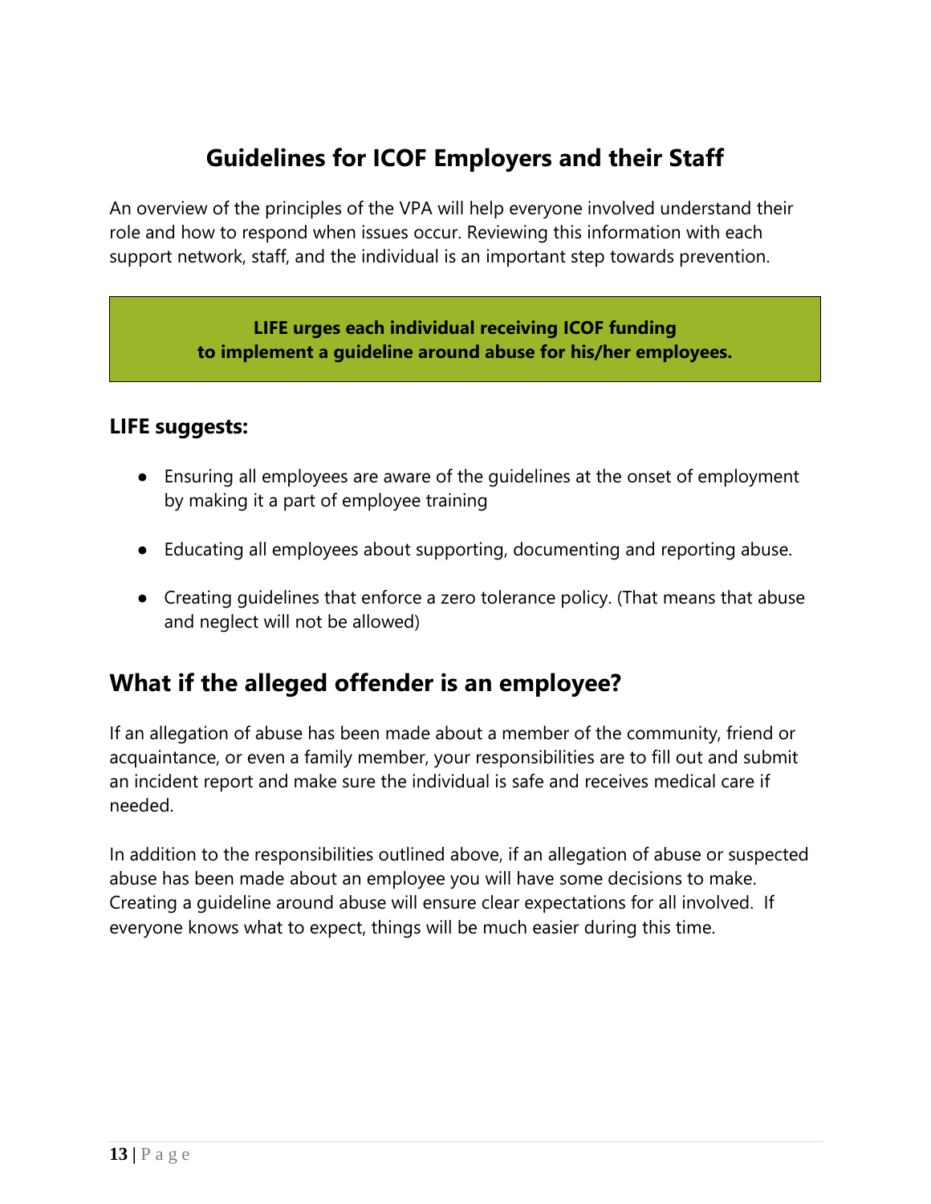# Guidelines for ICOF Employers and their Staff

An overview of the principles of the VPA will help everyone involved understand their role and how to respond when issues occur. Reviewing this information with each support network, staff, and the individual is an important step towards prevention.

**LIFE urges each individual receiving ICOF funding to implement a guideline around abuse for his/her employees.**

### LIFE suggests:

- Ensuring all employees are aware of the guidelines at the onset of employment by making it a part of employee training
- Educating all employees about supporting, documenting and reporting abuse.
- Creating guidelines that enforce a zero tolerance policy. (That means that abuse and neglect will not be allowed)

## What if the alleged offender is an employee?

If an allegation of abuse has been made about a member of the community, friend or acquaintance, or even a family member, your responsibilities are to fill out and submit an incident report and make sure the individual is safe and receives medical care if needed.

In addition to the responsibilities outlined above, if an allegation of abuse or suspected abuse has been made about an employee you will have some decisions to make. Creating a guideline around abuse will ensure clear expectations for all involved. If everyone knows what to expect, things will be much easier during this time.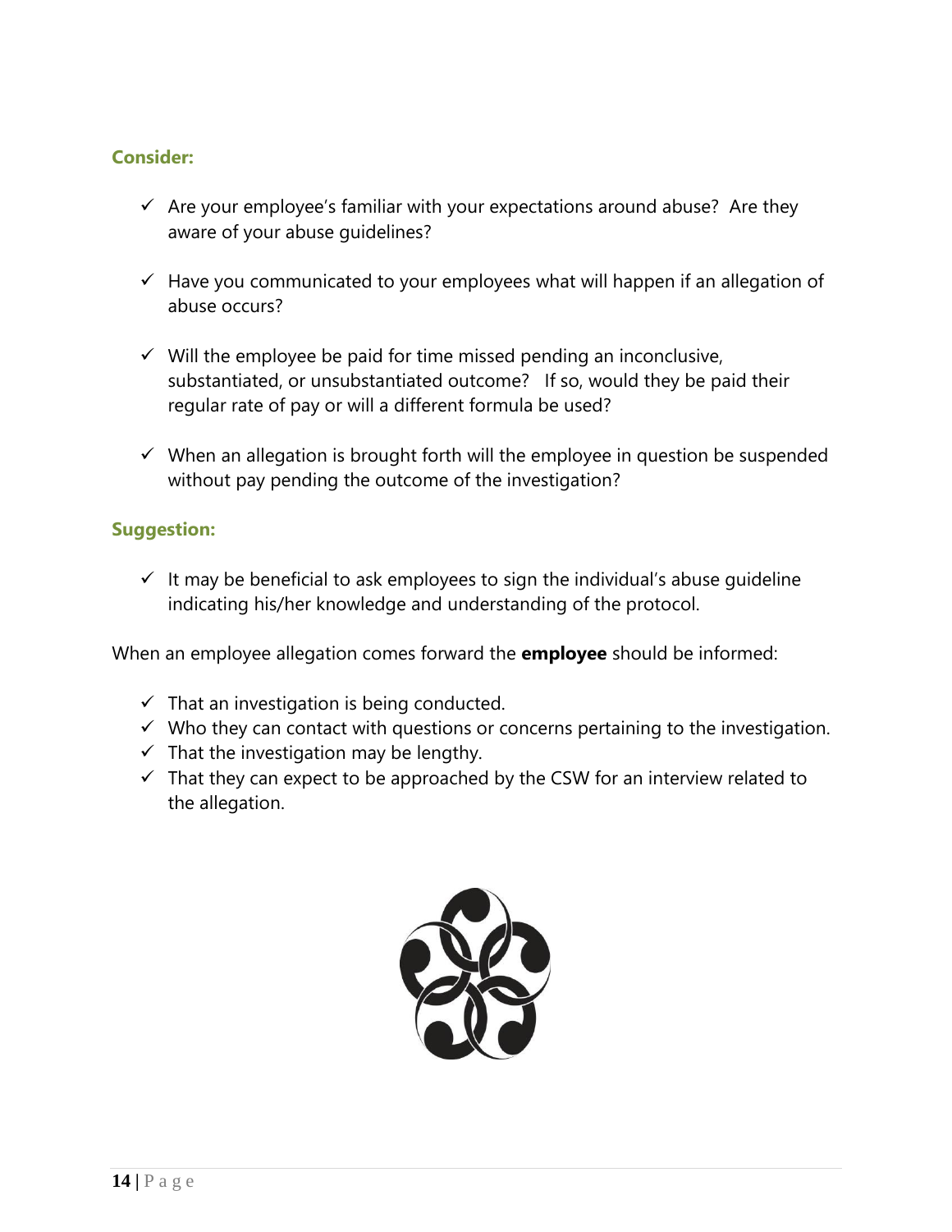**Consider:**

- ✓ Are your employee's familiar with your expectations around abuse? Are they aware of your abuse guidelines?

- ✓ Have you communicated to your employees what will happen if an allegation of abuse occurs?

- ✓ Will the employee be paid for time missed pending an inconclusive, substantiated, or unsubstantiated outcome? If so, would they be paid their regular rate of pay or will a different formula be used?

- ✓ When an allegation is brought forth will the employee in question be suspended without pay pending the outcome of the investigation?

**Suggestion:**

- ✓ It may be beneficial to ask employees to sign the individual's abuse guideline indicating his/her knowledge and understanding of the protocol.

When an employee allegation comes forward the **employee** should be informed:

- ✓ That an investigation is being conducted.
- ✓ Who they can contact with questions or concerns pertaining to the investigation.
- ✓ That the investigation may be lengthy.
- ✓ That they can expect to be approached by the CSW for an interview related to the allegation.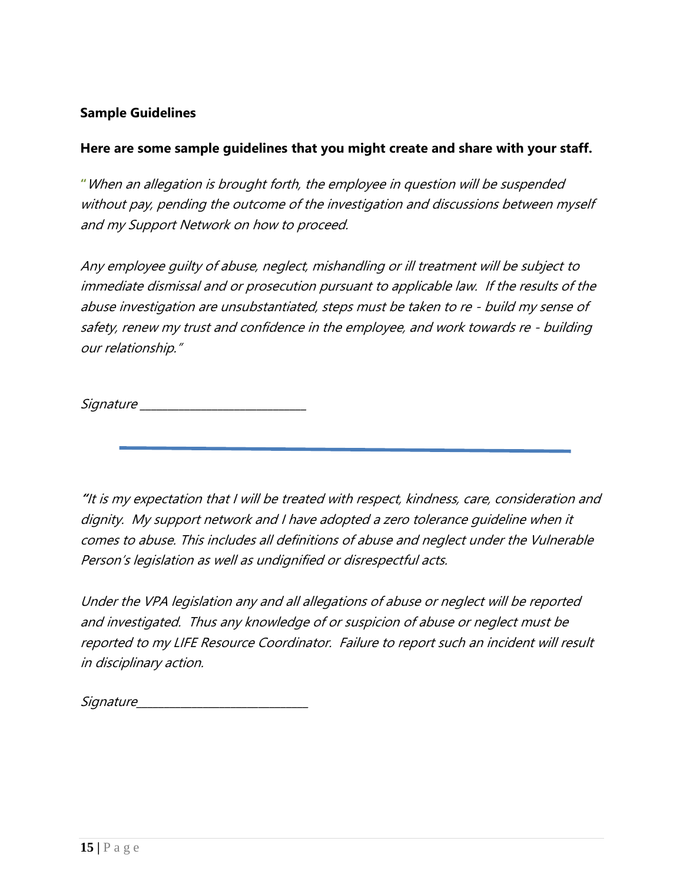**Sample Guidelines**

**Here are some sample guidelines that you might create and share with your staff.**

*"When an allegation is brought forth, the employee in question will be suspended without pay, pending the outcome of the investigation and discussions between myself and my Support Network on how to proceed.*

*Any employee guilty of abuse, neglect, mishandling or ill treatment will be subject to immediate dismissal and or prosecution pursuant to applicable law. If the results of the abuse investigation are unsubstantiated, steps must be taken to re - build my sense of safety, renew my trust and confidence in the employee, and work towards re - building our relationship."*

*Signature \_\_\_\_\_\_\_\_\_\_\_\_\_\_\_\_\_\_\_\_\_\_\_\_\_\_\_\_*

---

*"It is my expectation that I will be treated with respect, kindness, care, consideration and dignity. My support network and I have adopted a zero tolerance guideline when it comes to abuse. This includes all definitions of abuse and neglect under the Vulnerable Person's legislation as well as undignified or disrespectful acts.*

*Under the VPA legislation any and all allegations of abuse or neglect will be reported and investigated. Thus any knowledge of or suspicion of abuse or neglect must be reported to my LIFE Resource Coordinator. Failure to report such an incident will result in disciplinary action.*

*Signature\_\_\_\_\_\_\_\_\_\_\_\_\_\_\_\_\_\_\_\_\_\_\_\_\_\_\_\_\_*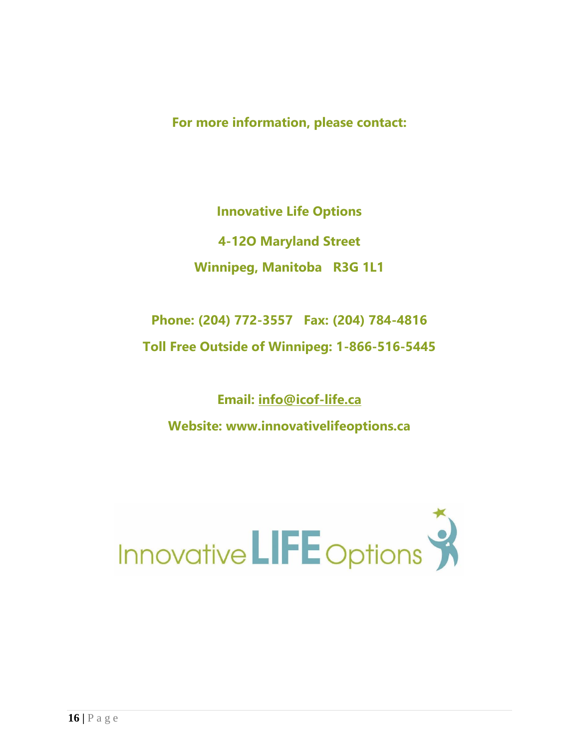**For more information, please contact:**

**Innovative Life Options**

**4-12O Maryland Street**

**Winnipeg, Manitoba   R3G 1L1**

**Phone: (204) 772-3557   Fax: (204) 784-4816**

**Toll Free Outside of Winnipeg: 1-866-516-5445**

**Email: info@icof-life.ca**

**Website: www.innovativelifeoptions.ca**

Innovative LIFE Options